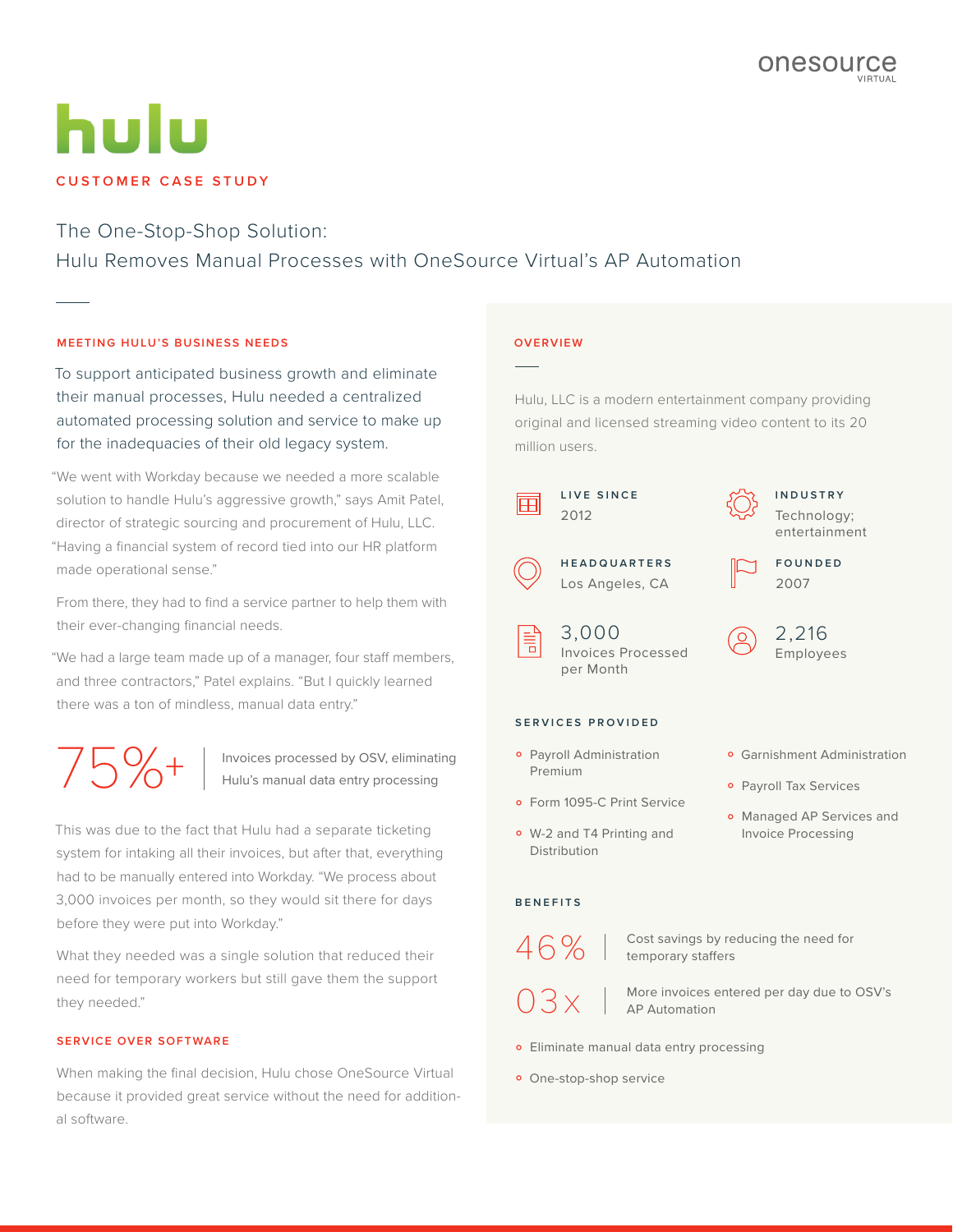onesource VIRTUAL

# hulu

## CUSTOMER CASE STUDY

The One-Stop-Shop Solution:
Hulu Removes Manual Processes with OneSource Virtual's AP Automation

### MEETING HULU'S BUSINESS NEEDS

To support anticipated business growth and eliminate their manual processes, Hulu needed a centralized automated processing solution and service to make up for the inadequacies of their old legacy system.

"We went with Workday because we needed a more scalable solution to handle Hulu's aggressive growth," says Amit Patel, director of strategic sourcing and procurement of Hulu, LLC. "Having a financial system of record tied into our HR platform made operational sense."

From there, they had to find a service partner to help them with their ever-changing financial needs.

"We had a large team made up of a manager, four staff members, and three contractors," Patel explains. "But I quickly learned there was a ton of mindless, manual data entry."

**75%+** | Invoices processed by OSV, eliminating Hulu's manual data entry processing

This was due to the fact that Hulu had a separate ticketing system for intaking all their invoices, but after that, everything had to be manually entered into Workday. "We process about 3,000 invoices per month, so they would sit there for days before they were put into Workday."

What they needed was a single solution that reduced their need for temporary workers but still gave them the support they needed."

### SERVICE OVER SOFTWARE

When making the final decision, Hulu chose OneSource Virtual because it provided great service without the need for additional software.

### OVERVIEW

Hulu, LLC is a modern entertainment company providing original and licensed streaming video content to its 20 million users.

**LIVE SINCE**
2012

**INDUSTRY**
Technology; entertainment

**HEADQUARTERS**
Los Angeles, CA

**FOUNDED**
2007

**3,000**
Invoices Processed per Month

**2,216**
Employees

### SERVICES PROVIDED

- Payroll Administration Premium
- Form 1095-C Print Service
- W-2 and T4 Printing and Distribution
- Garnishment Administration
- Payroll Tax Services
- Managed AP Services and Invoice Processing

### BENEFITS

**46%** | Cost savings by reducing the need for temporary staffers

**03x** | More invoices entered per day due to OSV's AP Automation

- Eliminate manual data entry processing
- One-stop-shop service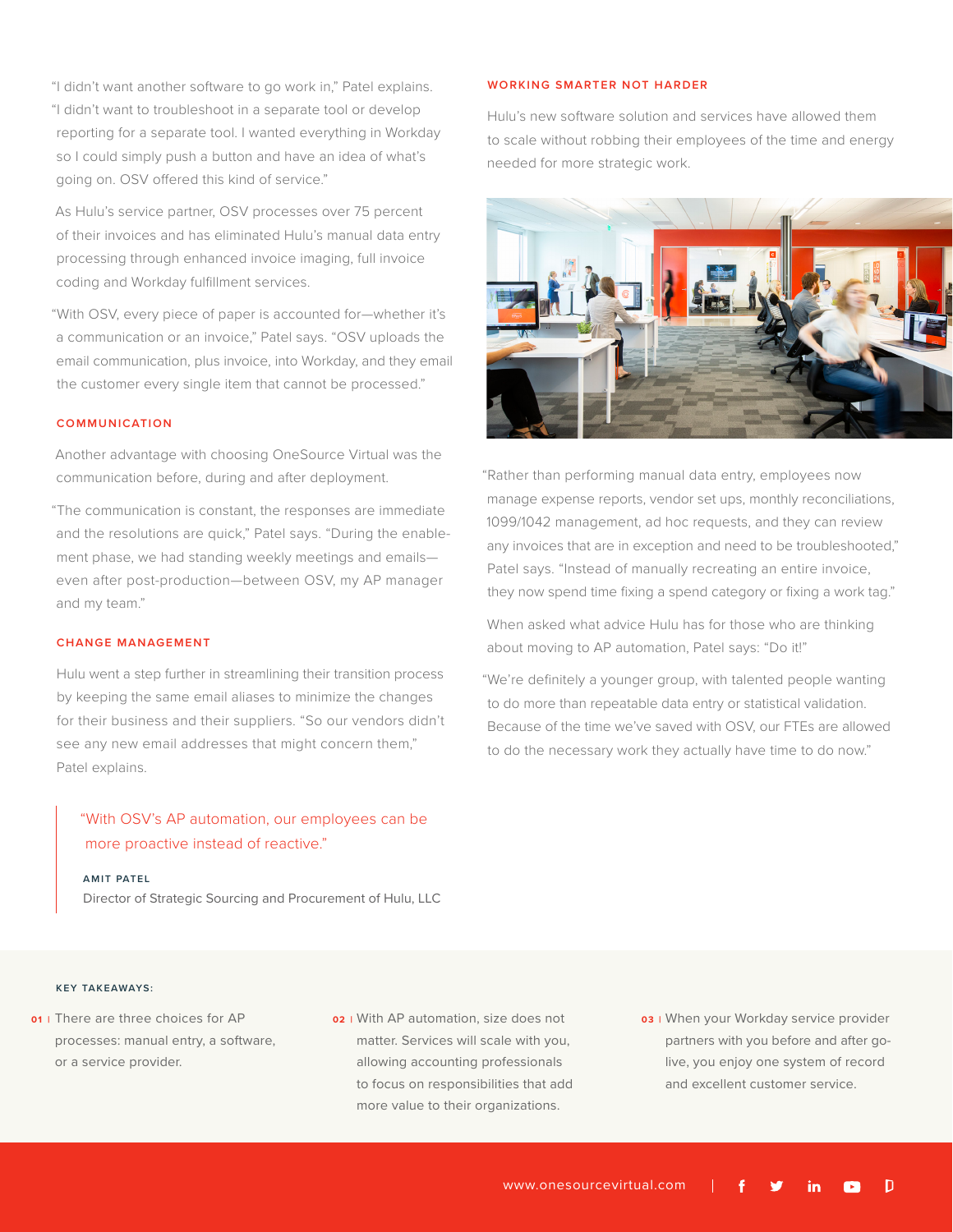"I didn't want another software to go work in," Patel explains. "I didn't want to troubleshoot in a separate tool or develop reporting for a separate tool. I wanted everything in Workday so I could simply push a button and have an idea of what's going on. OSV offered this kind of service."

As Hulu's service partner, OSV processes over 75 percent of their invoices and has eliminated Hulu's manual data entry processing through enhanced invoice imaging, full invoice coding and Workday fulfillment services.

"With OSV, every piece of paper is accounted for—whether it's a communication or an invoice," Patel says. "OSV uploads the email communication, plus invoice, into Workday, and they email the customer every single item that cannot be processed."

### COMMUNICATION

Another advantage with choosing OneSource Virtual was the communication before, during and after deployment.

"The communication is constant, the responses are immediate and the resolutions are quick," Patel says. "During the enablement phase, we had standing weekly meetings and emails—even after post-production—between OSV, my AP manager and my team."

### CHANGE MANAGEMENT

Hulu went a step further in streamlining their transition process by keeping the same email aliases to minimize the changes for their business and their suppliers. "So our vendors didn't see any new email addresses that might concern them," Patel explains.

> "With OSV's AP automation, our employees can be more proactive instead of reactive."
>
> **AMIT PATEL**
> Director of Strategic Sourcing and Procurement of Hulu, LLC

### WORKING SMARTER NOT HARDER

Hulu's new software solution and services have allowed them to scale without robbing their employees of the time and energy needed for more strategic work.

"Rather than performing manual data entry, employees now manage expense reports, vendor set ups, monthly reconciliations, 1099/1042 management, ad hoc requests, and they can review any invoices that are in exception and need to be troubleshooted," Patel says. "Instead of manually recreating an entire invoice, they now spend time fixing a spend category or fixing a work tag."

When asked what advice Hulu has for those who are thinking about moving to AP automation, Patel says: "Do it!"

"We're definitely a younger group, with talented people wanting to do more than repeatable data entry or statistical validation. Because of the time we've saved with OSV, our FTEs are allowed to do the necessary work they actually have time to do now."

### KEY TAKEAWAYS:

**01** | There are three choices for AP processes: manual entry, a software, or a service provider.

**02** | With AP automation, size does not matter. Services will scale with you, allowing accounting professionals to focus on responsibilities that add more value to their organizations.

**03** | When your Workday service provider partners with you before and after go-live, you enjoy one system of record and excellent customer service.

www.onesourcevirtual.com